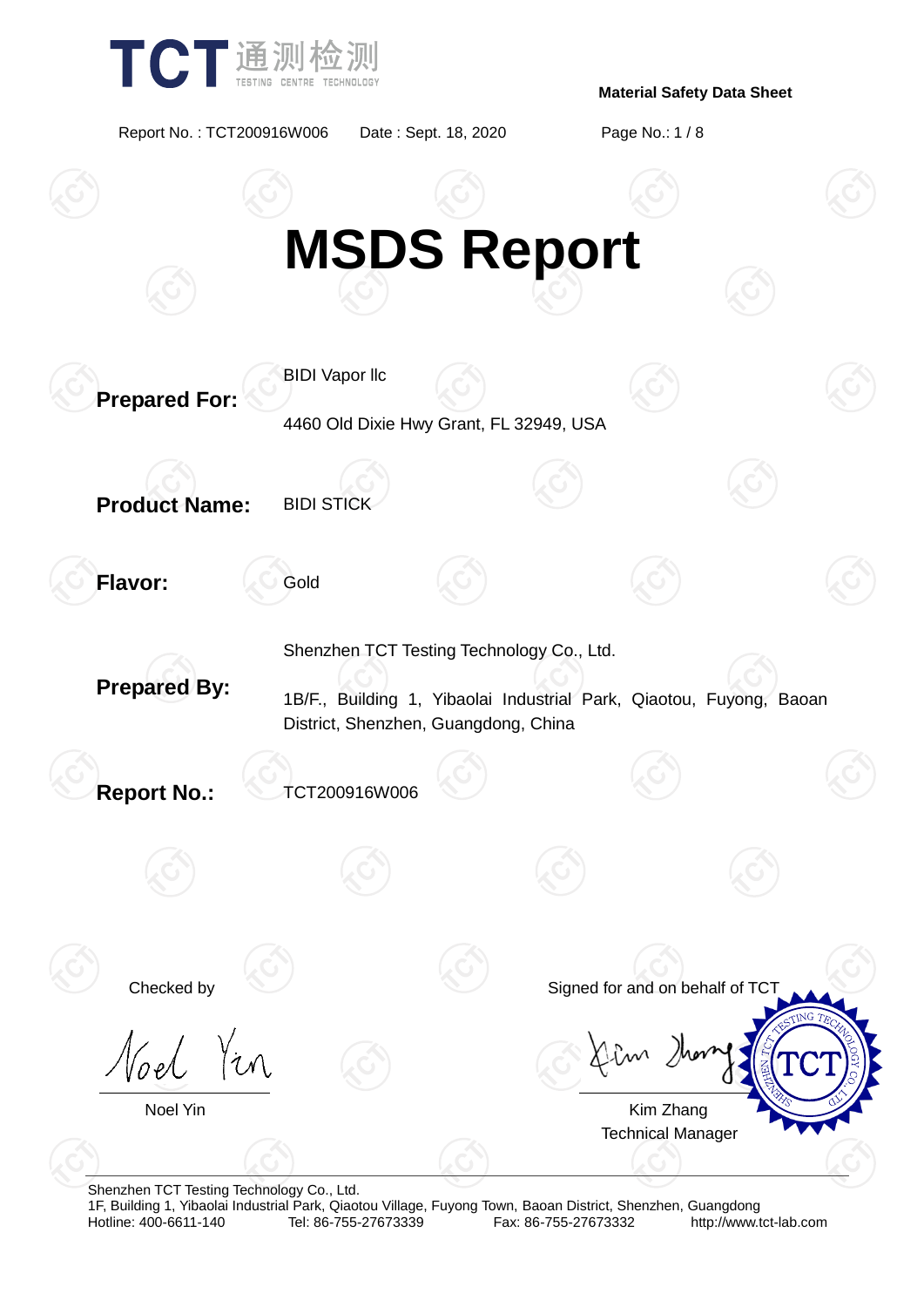# MSDS Report

**Prepared For:** BIDI Vapor llc

4460 Old Dixie Hwy Grant, FL 32949, USA

**Product Name:** BIDI STICK

**Flavor:** Gold

**Prepared By:** Shenzhen TCT Testing Technology Co., Ltd.

1B/F., Building 1, Yibaolai Industrial Park, Qiaotou, Fuyong, Baoan District, Shenzhen, Guangdong, China

**Report No.:** TCT200916W006

Checked by

Noel Yin

Signed for and on behalf of TCT

Kim Zhang
Technical Manager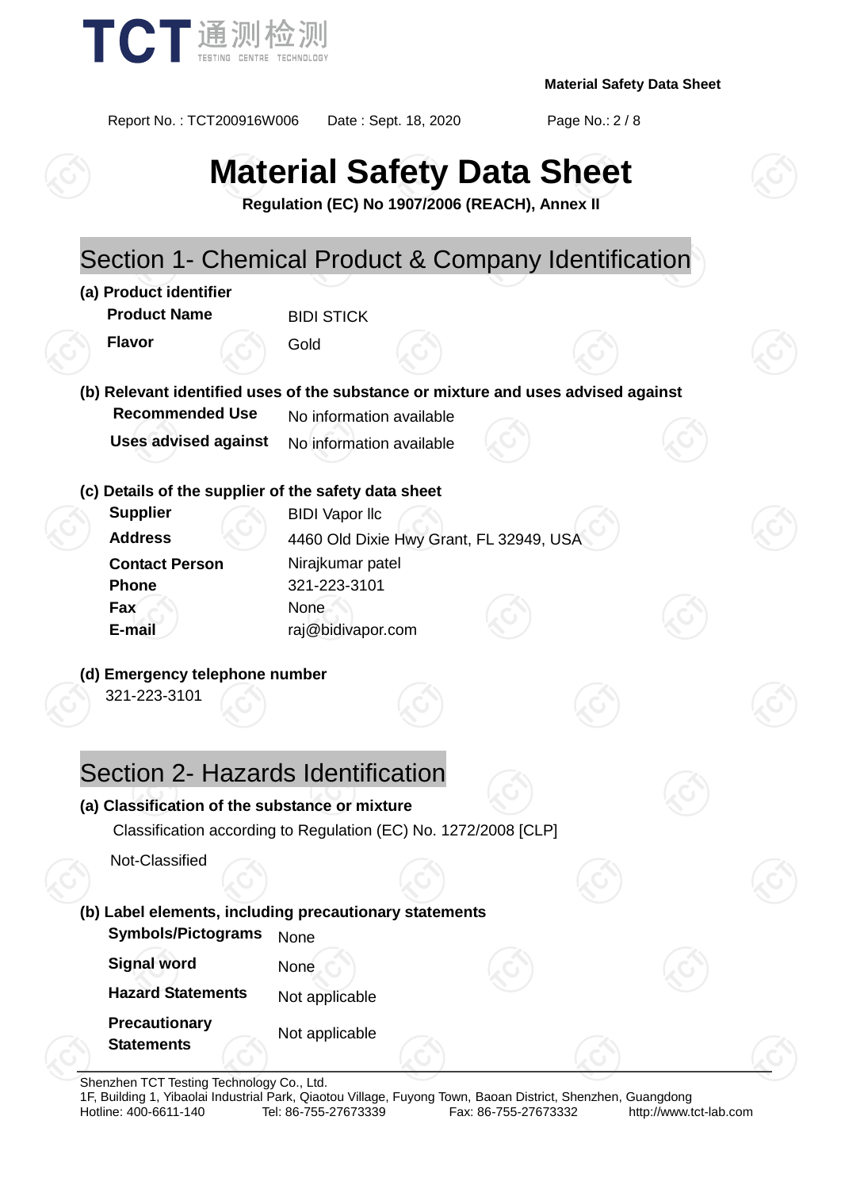# Material Safety Data Sheet

**Regulation (EC) No 1907/2006 (REACH), Annex II**

## Section 1- Chemical Product & Company Identification

**(a) Product identifier**

| | |
|---|---|
| **Product Name** | BIDI STICK |
| **Flavor** | Gold |

**(b) Relevant identified uses of the substance or mixture and uses advised against**

| | |
|---|---|
| **Recommended Use** | No information available |
| **Uses advised against** | No information available |

**(c) Details of the supplier of the safety data sheet**

| | |
|---|---|
| **Supplier** | BIDI Vapor llc |
| **Address** | 4460 Old Dixie Hwy Grant, FL 32949, USA |
| **Contact Person** | Nirajkumar patel |
| **Phone** | 321-223-3101 |
| **Fax** | None |
| **E-mail** | raj@bidivapor.com |

**(d) Emergency telephone number**

321-223-3101

## Section 2- Hazards Identification

**(a) Classification of the substance or mixture**

Classification according to Regulation (EC) No. 1272/2008 [CLP]

Not-Classified

**(b) Label elements, including precautionary statements**

| | |
|---|---|
| **Symbols/Pictograms** | None |
| **Signal word** | None |
| **Hazard Statements** | Not applicable |
| **Precautionary Statements** | Not applicable |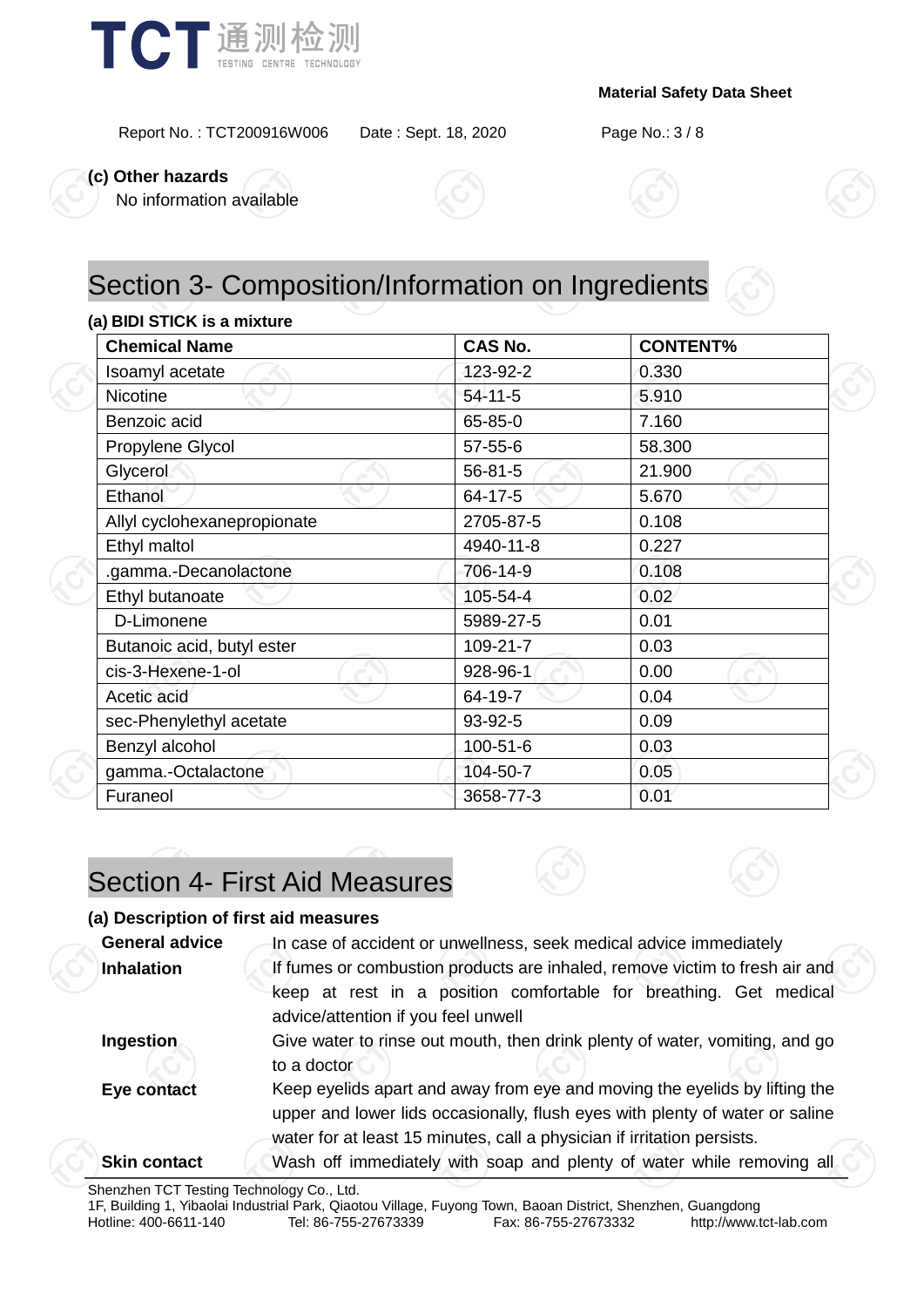**(c) Other hazards**

No information available

# Section 3- Composition/Information on Ingredients

**(a) BIDI STICK is a mixture**

| Chemical Name | CAS No. | CONTENT% |
|---|---|---|
| Isoamyl acetate | 123-92-2 | 0.330 |
| Nicotine | 54-11-5 | 5.910 |
| Benzoic acid | 65-85-0 | 7.160 |
| Propylene Glycol | 57-55-6 | 58.300 |
| Glycerol | 56-81-5 | 21.900 |
| Ethanol | 64-17-5 | 5.670 |
| Allyl cyclohexanepropionate | 2705-87-5 | 0.108 |
| Ethyl maltol | 4940-11-8 | 0.227 |
| .gamma.-Decanolactone | 706-14-9 | 0.108 |
| Ethyl butanoate | 105-54-4 | 0.02 |
| D-Limonene | 5989-27-5 | 0.01 |
| Butanoic acid, butyl ester | 109-21-7 | 0.03 |
| cis-3-Hexene-1-ol | 928-96-1 | 0.00 |
| Acetic acid | 64-19-7 | 0.04 |
| sec-Phenylethyl acetate | 93-92-5 | 0.09 |
| Benzyl alcohol | 100-51-6 | 0.03 |
| gamma.-Octalactone | 104-50-7 | 0.05 |
| Furaneol | 3658-77-3 | 0.01 |

# Section 4- First Aid Measures

**(a) Description of first aid measures**

**General advice** In case of accident or unwellness, seek medical advice immediately

**Inhalation** If fumes or combustion products are inhaled, remove victim to fresh air and keep at rest in a position comfortable for breathing. Get medical advice/attention if you feel unwell

**Ingestion** Give water to rinse out mouth, then drink plenty of water, vomiting, and go to a doctor

**Eye contact** Keep eyelids apart and away from eye and moving the eyelids by lifting the upper and lower lids occasionally, flush eyes with plenty of water or saline water for at least 15 minutes, call a physician if irritation persists.

**Skin contact** Wash off immediately with soap and plenty of water while removing all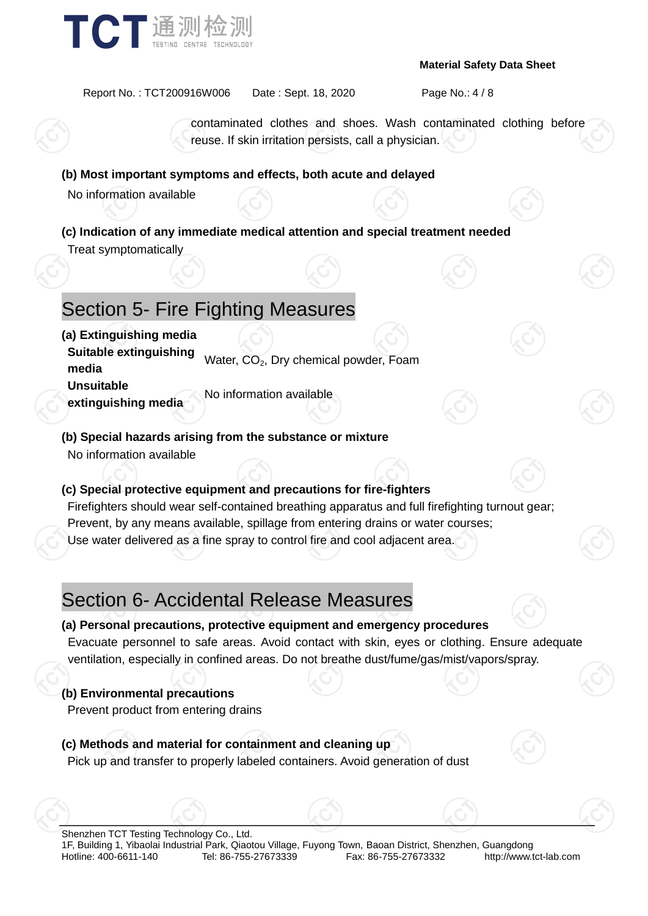contaminated clothes and shoes. Wash contaminated clothing before reuse. If skin irritation persists, call a physician.

**(b) Most important symptoms and effects, both acute and delayed**

No information available

**(c) Indication of any immediate medical attention and special treatment needed**

Treat symptomatically

# Section 5- Fire Fighting Measures

**(a) Extinguishing media**

| | |
|---|---|
| **Suitable extinguishing media** | Water, $CO_2$, Dry chemical powder, Foam |
| **Unsuitable extinguishing media** | No information available |

**(b) Special hazards arising from the substance or mixture**

No information available

**(c) Special protective equipment and precautions for fire-fighters**

Firefighters should wear self-contained breathing apparatus and full firefighting turnout gear;
Prevent, by any means available, spillage from entering drains or water courses;
Use water delivered as a fine spray to control fire and cool adjacent area.

# Section 6- Accidental Release Measures

**(a) Personal precautions, protective equipment and emergency procedures**

Evacuate personnel to safe areas. Avoid contact with skin, eyes or clothing. Ensure adequate ventilation, especially in confined areas. Do not breathe dust/fume/gas/mist/vapors/spray.

**(b) Environmental precautions**

Prevent product from entering drains

**(c) Methods and material for containment and cleaning up**

Pick up and transfer to properly labeled containers. Avoid generation of dust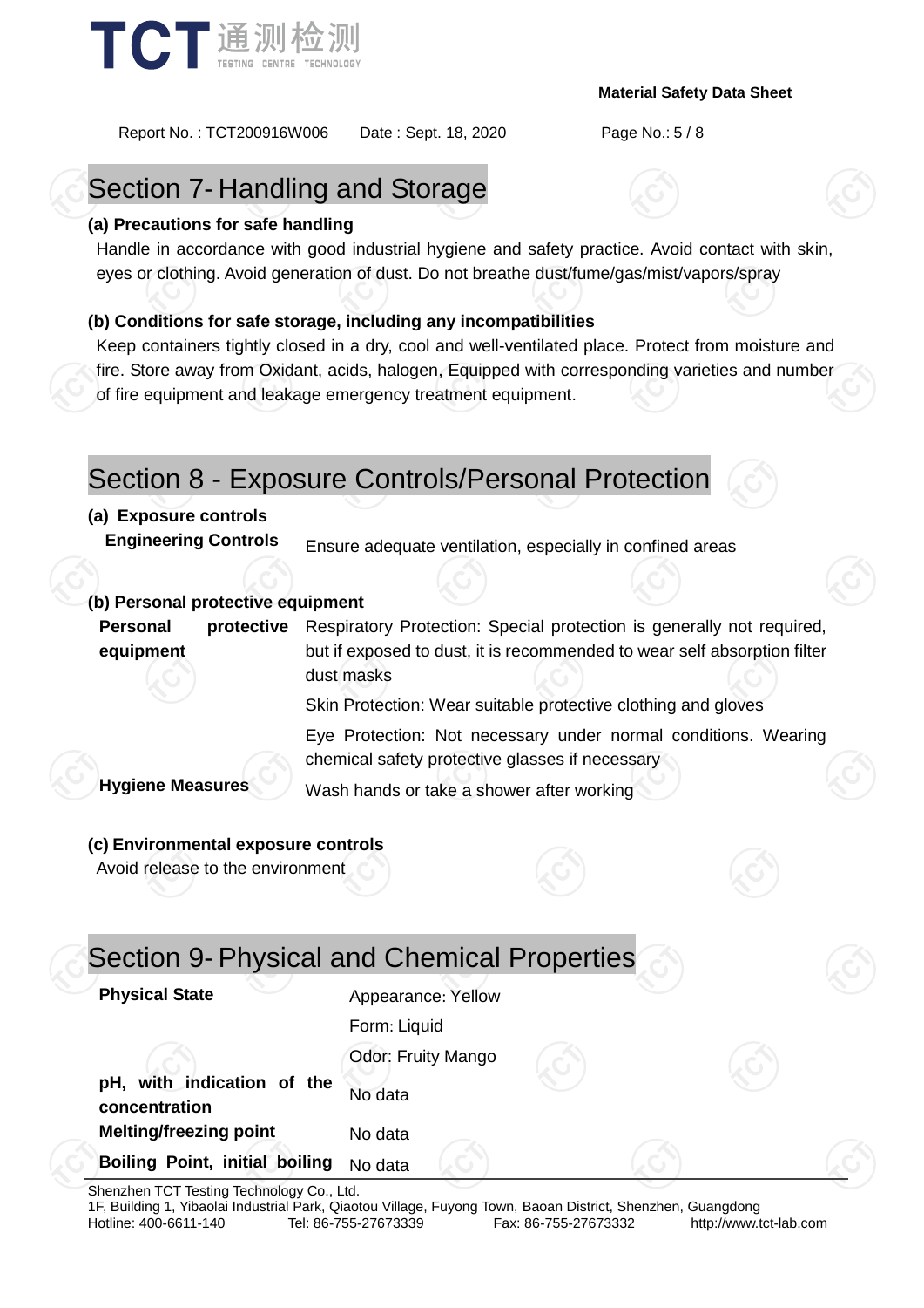## Section 7- Handling and Storage

**(a) Precautions for safe handling**

Handle in accordance with good industrial hygiene and safety practice. Avoid contact with skin, eyes or clothing. Avoid generation of dust. Do not breathe dust/fume/gas/mist/vapors/spray

**(b) Conditions for safe storage, including any incompatibilities**

Keep containers tightly closed in a dry, cool and well-ventilated place. Protect from moisture and fire. Store away from Oxidant, acids, halogen, Equipped with corresponding varieties and number of fire equipment and leakage emergency treatment equipment.

## Section 8 - Exposure Controls/Personal Protection

**(a) Exposure controls**

| | |
|---|---|
| **Engineering Controls** | Ensure adequate ventilation, especially in confined areas |

**(b) Personal protective equipment**

| | |
|---|---|
| **Personal protective equipment** | Respiratory Protection: Special protection is generally not required, but if exposed to dust, it is recommended to wear self absorption filter dust masks |
| | Skin Protection: Wear suitable protective clothing and gloves |
| | Eye Protection: Not necessary under normal conditions. Wearing chemical safety protective glasses if necessary |
| **Hygiene Measures** | Wash hands or take a shower after working |

**(c) Environmental exposure controls**

Avoid release to the environment

## Section 9- Physical and Chemical Properties

| | |
|---|---|
| **Physical State** | Appearance: Yellow |
| | Form: Liquid |
| | Odor: Fruity Mango |
| **pH, with indication of the concentration** | No data |
| **Melting/freezing point** | No data |
| **Boiling Point, initial boiling** | No data |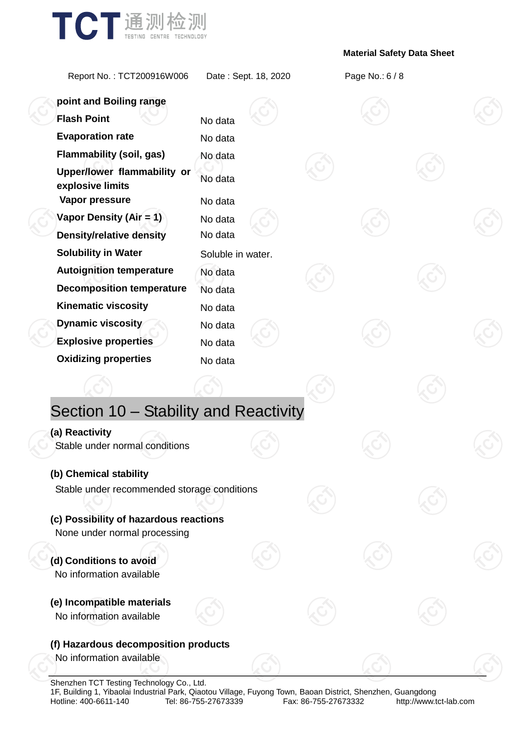| point and Boiling range | |
|---|---|
| **Flash Point** | No data |
| **Evaporation rate** | No data |
| **Flammability (soil, gas)** | No data |
| **Upper/lower flammability or explosive limits** | No data |
| **Vapor pressure** | No data |
| **Vapor Density (Air = 1)** | No data |
| **Density/relative density** | No data |
| **Solubility in Water** | Soluble in water. |
| **Autoignition temperature** | No data |
| **Decomposition temperature** | No data |
| **Kinematic viscosity** | No data |
| **Dynamic viscosity** | No data |
| **Explosive properties** | No data |
| **Oxidizing properties** | No data |

## Section 10 – Stability and Reactivity

**(a) Reactivity**
Stable under normal conditions

**(b) Chemical stability**
Stable under recommended storage conditions

**(c) Possibility of hazardous reactions**
None under normal processing

**(d) Conditions to avoid**
No information available

**(e) Incompatible materials**
No information available

**(f) Hazardous decomposition products**
No information available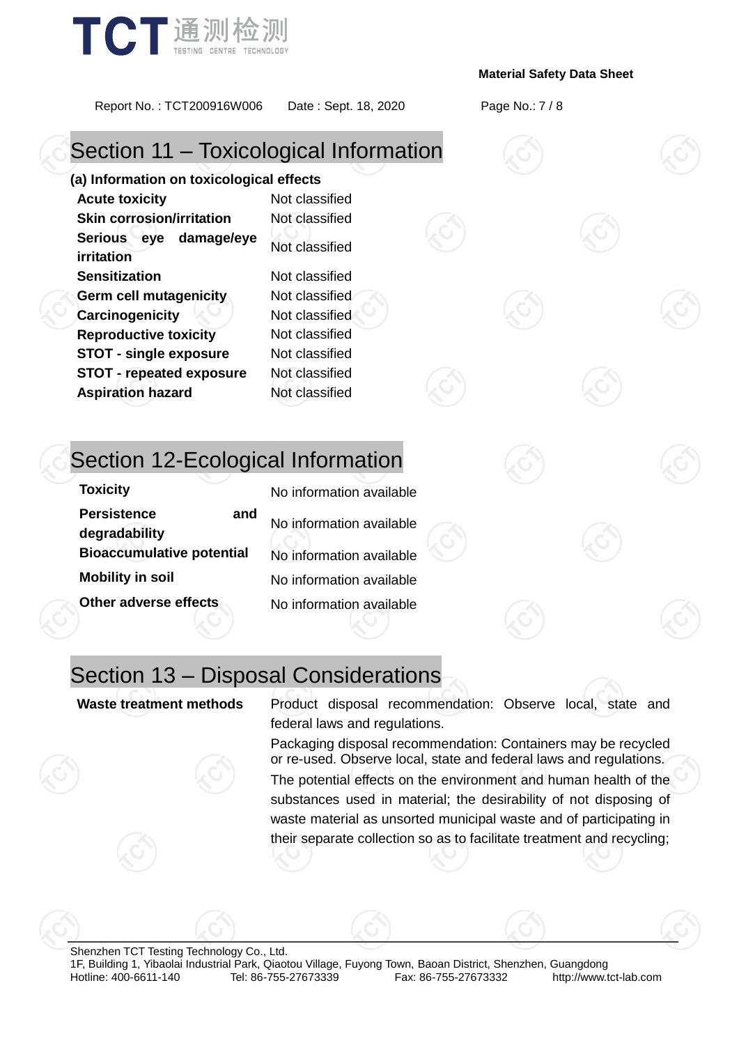## Section 11 – Toxicological Information

**(a) Information on toxicological effects**

| | |
|---|---|
| **Acute toxicity** | Not classified |
| **Skin corrosion/irritation** | Not classified |
| **Serious eye damage/eye irritation** | Not classified |
| **Sensitization** | Not classified |
| **Germ cell mutagenicity** | Not classified |
| **Carcinogenicity** | Not classified |
| **Reproductive toxicity** | Not classified |
| **STOT - single exposure** | Not classified |
| **STOT - repeated exposure** | Not classified |
| **Aspiration hazard** | Not classified |

## Section 12-Ecological Information

| | |
|---|---|
| **Toxicity** | No information available |
| **Persistence and degradability** | No information available |
| **Bioaccumulative potential** | No information available |
| **Mobility in soil** | No information available |
| **Other adverse effects** | No information available |

## Section 13 – Disposal Considerations

| | |
|---|---|
| **Waste treatment methods** | Product disposal recommendation: Observe local, state and federal laws and regulations.<br>Packaging disposal recommendation: Containers may be recycled or re-used. Observe local, state and federal laws and regulations.<br>The potential effects on the environment and human health of the substances used in material; the desirability of not disposing of waste material as unsorted municipal waste and of participating in their separate collection so as to facilitate treatment and recycling; |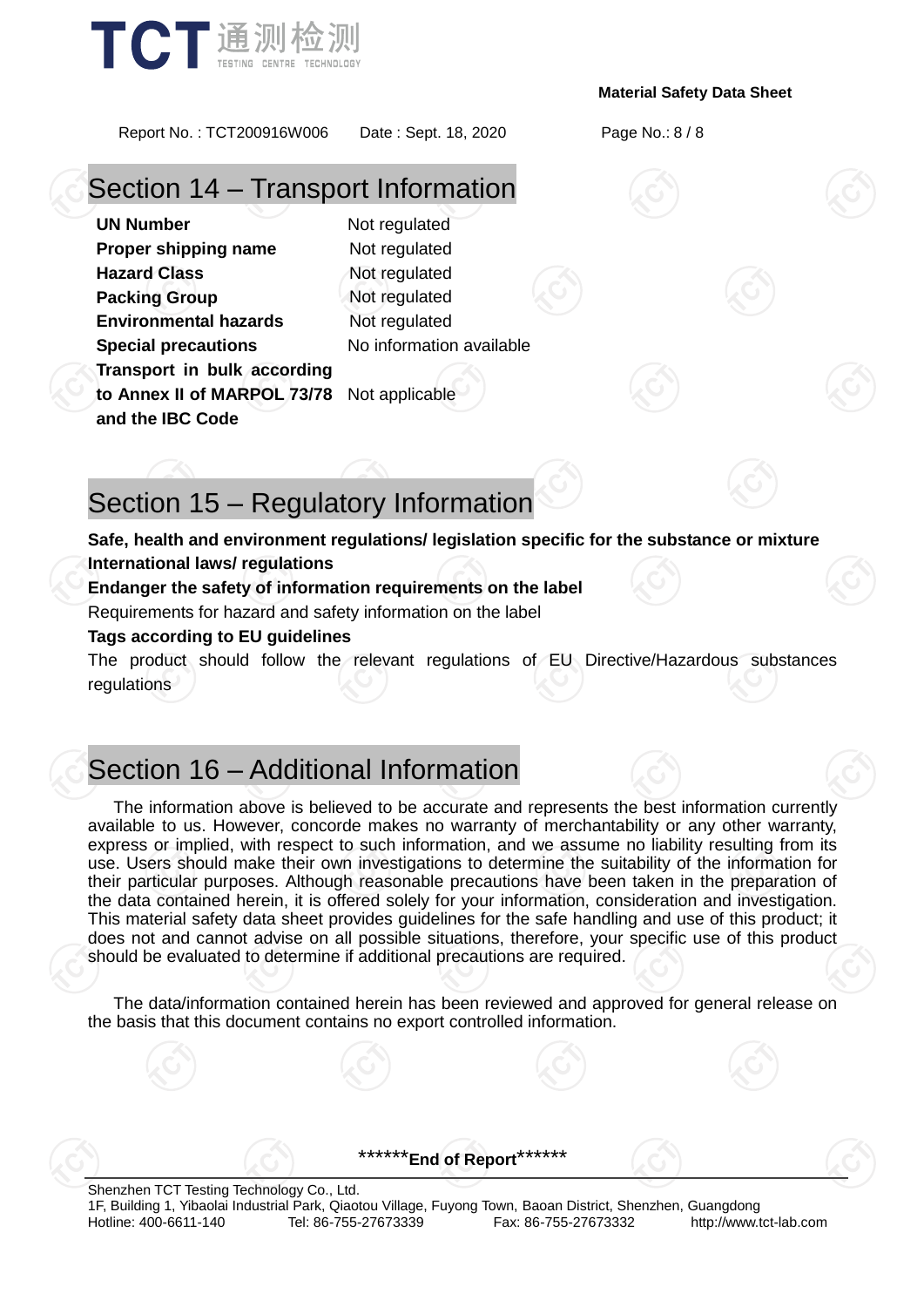## Section 14 – Transport Information

| | |
|---|---|
| **UN Number** | Not regulated |
| **Proper shipping name** | Not regulated |
| **Hazard Class** | Not regulated |
| **Packing Group** | Not regulated |
| **Environmental hazards** | Not regulated |
| **Special precautions** | No information available |
| **Transport in bulk according to Annex II of MARPOL 73/78 and the IBC Code** | Not applicable |

## Section 15 – Regulatory Information

**Safe, health and environment regulations/ legislation specific for the substance or mixture**

**International laws/ regulations**

**Endanger the safety of information requirements on the label**

Requirements for hazard and safety information on the label

**Tags according to EU guidelines**

The product should follow the relevant regulations of EU Directive/Hazardous substances regulations

## Section 16 – Additional Information

The information above is believed to be accurate and represents the best information currently available to us. However, concorde makes no warranty of merchantability or any other warranty, express or implied, with respect to such information, and we assume no liability resulting from its use. Users should make their own investigations to determine the suitability of the information for their particular purposes. Although reasonable precautions have been taken in the preparation of the data contained herein, it is offered solely for your information, consideration and investigation. This material safety data sheet provides guidelines for the safe handling and use of this product; it does not and cannot advise on all possible situations, therefore, your specific use of this product should be evaluated to determine if additional precautions are required.

The data/information contained herein has been reviewed and approved for general release on the basis that this document contains no export controlled information.

********End of Report******